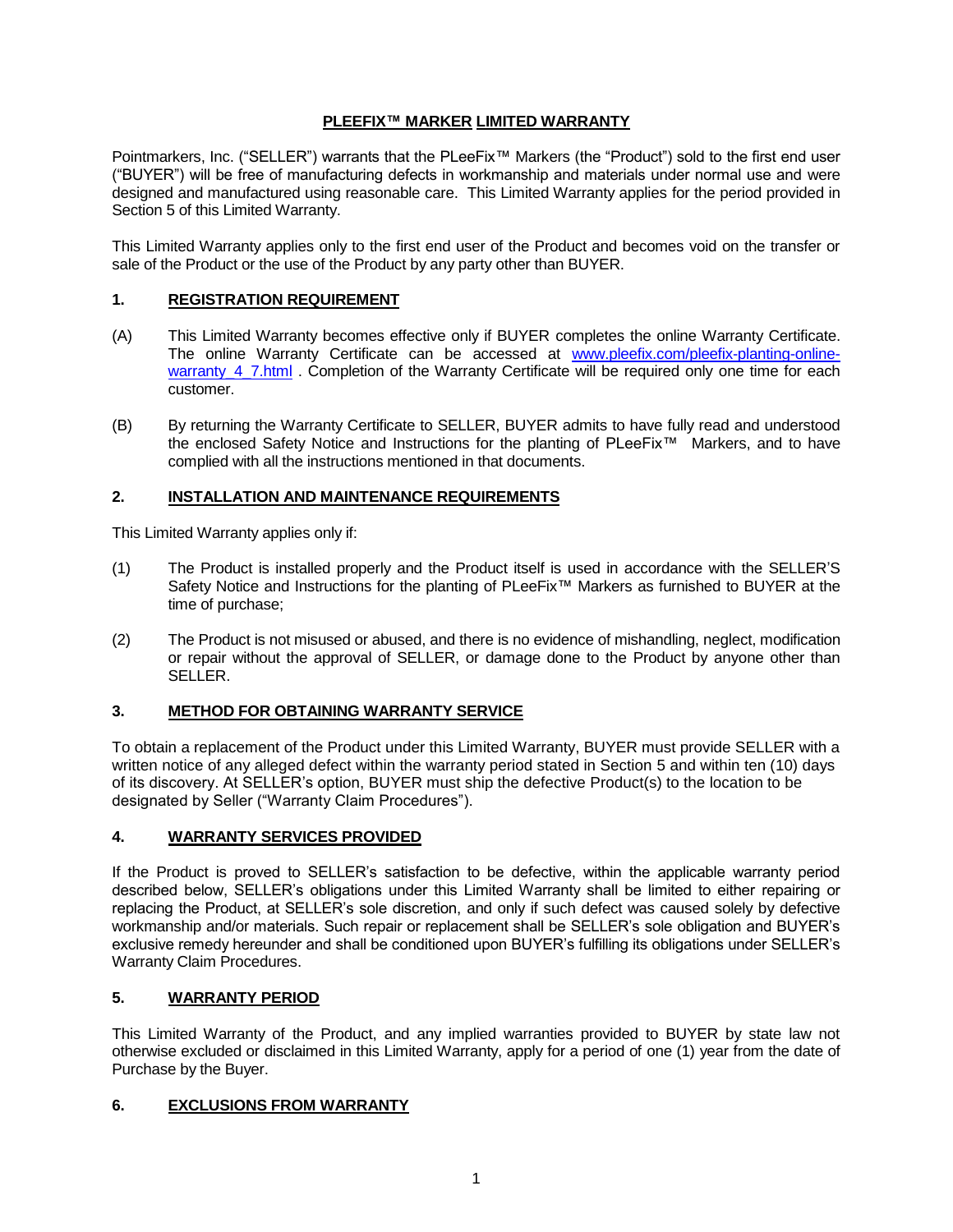# PLEEFIX™ MARKER LIMITED WARRANTY

Pointmarkers, Inc. ("SELLER") warrants that the PLeeFix™ Markers (the "Product") sold to the first end user ("BUYER") will be free of manufacturing defects in workmanship and materials under normal use and were designed and manufactured using reasonable care. This Limited Warranty applies for the period provided in Section 5 of this Limited Warranty.

This Limited Warranty applies only to the first end user of the Product and becomes void on the transfer or sale of the Product or the use of the Product by any party other than BUYER.

## 1. REGISTRATION REQUIREMENT

(A) This Limited Warranty becomes effective only if BUYER completes the online Warranty Certificate. The online Warranty Certificate can be accessed at [www.pleefix.com/pleefix-planting-online-warranty_4_7.html](www.pleefix.com/pleefix-planting-online-warranty_4_7.html) . Completion of the Warranty Certificate will be required only one time for each customer.

(B) By returning the Warranty Certificate to SELLER, BUYER admits to have fully read and understood the enclosed Safety Notice and Instructions for the planting of PLeeFix™ Markers, and to have complied with all the instructions mentioned in that documents.

## 2. INSTALLATION AND MAINTENANCE REQUIREMENTS

This Limited Warranty applies only if:

(1) The Product is installed properly and the Product itself is used in accordance with the SELLER'S Safety Notice and Instructions for the planting of PLeeFix™ Markers as furnished to BUYER at the time of purchase;

(2) The Product is not misused or abused, and there is no evidence of mishandling, neglect, modification or repair without the approval of SELLER, or damage done to the Product by anyone other than SELLER.

## 3. METHOD FOR OBTAINING WARRANTY SERVICE

To obtain a replacement of the Product under this Limited Warranty, BUYER must provide SELLER with a written notice of any alleged defect within the warranty period stated in Section 5 and within ten (10) days of its discovery. At SELLER's option, BUYER must ship the defective Product(s) to the location to be designated by Seller ("Warranty Claim Procedures").

## 4. WARRANTY SERVICES PROVIDED

If the Product is proved to SELLER's satisfaction to be defective, within the applicable warranty period described below, SELLER's obligations under this Limited Warranty shall be limited to either repairing or replacing the Product, at SELLER's sole discretion, and only if such defect was caused solely by defective workmanship and/or materials. Such repair or replacement shall be SELLER's sole obligation and BUYER's exclusive remedy hereunder and shall be conditioned upon BUYER's fulfilling its obligations under SELLER's Warranty Claim Procedures.

## 5. WARRANTY PERIOD

This Limited Warranty of the Product, and any implied warranties provided to BUYER by state law not otherwise excluded or disclaimed in this Limited Warranty, apply for a period of one (1) year from the date of Purchase by the Buyer.

## 6. EXCLUSIONS FROM WARRANTY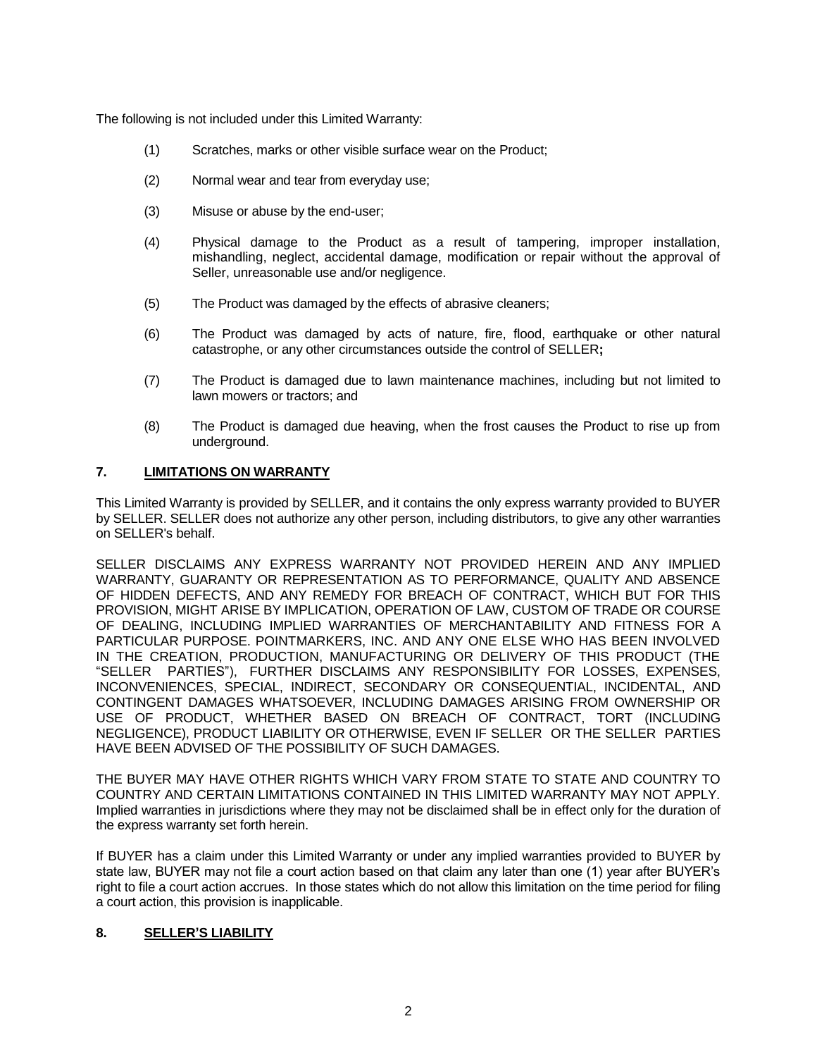The following is not included under this Limited Warranty:

(1) Scratches, marks or other visible surface wear on the Product;

(2) Normal wear and tear from everyday use;

(3) Misuse or abuse by the end-user;

(4) Physical damage to the Product as a result of tampering, improper installation, mishandling, neglect, accidental damage, modification or repair without the approval of Seller, unreasonable use and/or negligence.

(5) The Product was damaged by the effects of abrasive cleaners;

(6) The Product was damaged by acts of nature, fire, flood, earthquake or other natural catastrophe, or any other circumstances outside the control of SELLER**;**

(7) The Product is damaged due to lawn maintenance machines, including but not limited to lawn mowers or tractors; and

(8) The Product is damaged due heaving, when the frost causes the Product to rise up from underground.

## 7. LIMITATIONS ON WARRANTY

This Limited Warranty is provided by SELLER, and it contains the only express warranty provided to BUYER by SELLER. SELLER does not authorize any other person, including distributors, to give any other warranties on SELLER's behalf.

SELLER DISCLAIMS ANY EXPRESS WARRANTY NOT PROVIDED HEREIN AND ANY IMPLIED WARRANTY, GUARANTY OR REPRESENTATION AS TO PERFORMANCE, QUALITY AND ABSENCE OF HIDDEN DEFECTS, AND ANY REMEDY FOR BREACH OF CONTRACT, WHICH BUT FOR THIS PROVISION, MIGHT ARISE BY IMPLICATION, OPERATION OF LAW, CUSTOM OF TRADE OR COURSE OF DEALING, INCLUDING IMPLIED WARRANTIES OF MERCHANTABILITY AND FITNESS FOR A PARTICULAR PURPOSE. POINTMARKERS, INC. AND ANY ONE ELSE WHO HAS BEEN INVOLVED IN THE CREATION, PRODUCTION, MANUFACTURING OR DELIVERY OF THIS PRODUCT (THE "SELLER PARTIES"), FURTHER DISCLAIMS ANY RESPONSIBILITY FOR LOSSES, EXPENSES, INCONVENIENCES, SPECIAL, INDIRECT, SECONDARY OR CONSEQUENTIAL, INCIDENTAL, AND CONTINGENT DAMAGES WHATSOEVER, INCLUDING DAMAGES ARISING FROM OWNERSHIP OR USE OF PRODUCT, WHETHER BASED ON BREACH OF CONTRACT, TORT (INCLUDING NEGLIGENCE), PRODUCT LIABILITY OR OTHERWISE, EVEN IF SELLER OR THE SELLER PARTIES HAVE BEEN ADVISED OF THE POSSIBILITY OF SUCH DAMAGES.

THE BUYER MAY HAVE OTHER RIGHTS WHICH VARY FROM STATE TO STATE AND COUNTRY TO COUNTRY AND CERTAIN LIMITATIONS CONTAINED IN THIS LIMITED WARRANTY MAY NOT APPLY. Implied warranties in jurisdictions where they may not be disclaimed shall be in effect only for the duration of the express warranty set forth herein.

If BUYER has a claim under this Limited Warranty or under any implied warranties provided to BUYER by state law, BUYER may not file a court action based on that claim any later than one (1) year after BUYER's right to file a court action accrues. In those states which do not allow this limitation on the time period for filing a court action, this provision is inapplicable.

## 8. SELLER'S LIABILITY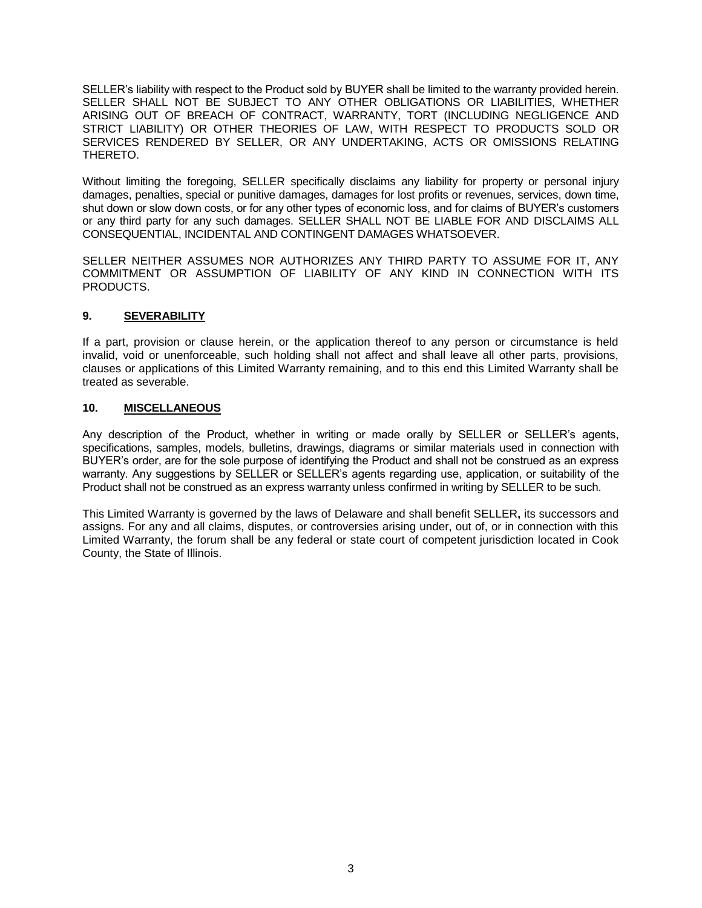SELLER's liability with respect to the Product sold by BUYER shall be limited to the warranty provided herein. SELLER SHALL NOT BE SUBJECT TO ANY OTHER OBLIGATIONS OR LIABILITIES, WHETHER ARISING OUT OF BREACH OF CONTRACT, WARRANTY, TORT (INCLUDING NEGLIGENCE AND STRICT LIABILITY) OR OTHER THEORIES OF LAW, WITH RESPECT TO PRODUCTS SOLD OR SERVICES RENDERED BY SELLER, OR ANY UNDERTAKING, ACTS OR OMISSIONS RELATING THERETO.

Without limiting the foregoing, SELLER specifically disclaims any liability for property or personal injury damages, penalties, special or punitive damages, damages for lost profits or revenues, services, down time, shut down or slow down costs, or for any other types of economic loss, and for claims of BUYER's customers or any third party for any such damages. SELLER SHALL NOT BE LIABLE FOR AND DISCLAIMS ALL CONSEQUENTIAL, INCIDENTAL AND CONTINGENT DAMAGES WHATSOEVER.

SELLER NEITHER ASSUMES NOR AUTHORIZES ANY THIRD PARTY TO ASSUME FOR IT, ANY COMMITMENT OR ASSUMPTION OF LIABILITY OF ANY KIND IN CONNECTION WITH ITS PRODUCTS.

## 9. SEVERABILITY

If a part, provision or clause herein, or the application thereof to any person or circumstance is held invalid, void or unenforceable, such holding shall not affect and shall leave all other parts, provisions, clauses or applications of this Limited Warranty remaining, and to this end this Limited Warranty shall be treated as severable.

## 10. MISCELLANEOUS

Any description of the Product, whether in writing or made orally by SELLER or SELLER's agents, specifications, samples, models, bulletins, drawings, diagrams or similar materials used in connection with BUYER's order, are for the sole purpose of identifying the Product and shall not be construed as an express warranty. Any suggestions by SELLER or SELLER's agents regarding use, application, or suitability of the Product shall not be construed as an express warranty unless confirmed in writing by SELLER to be such.

This Limited Warranty is governed by the laws of Delaware and shall benefit SELLER**,** its successors and assigns. For any and all claims, disputes, or controversies arising under, out of, or in connection with this Limited Warranty, the forum shall be any federal or state court of competent jurisdiction located in Cook County, the State of Illinois.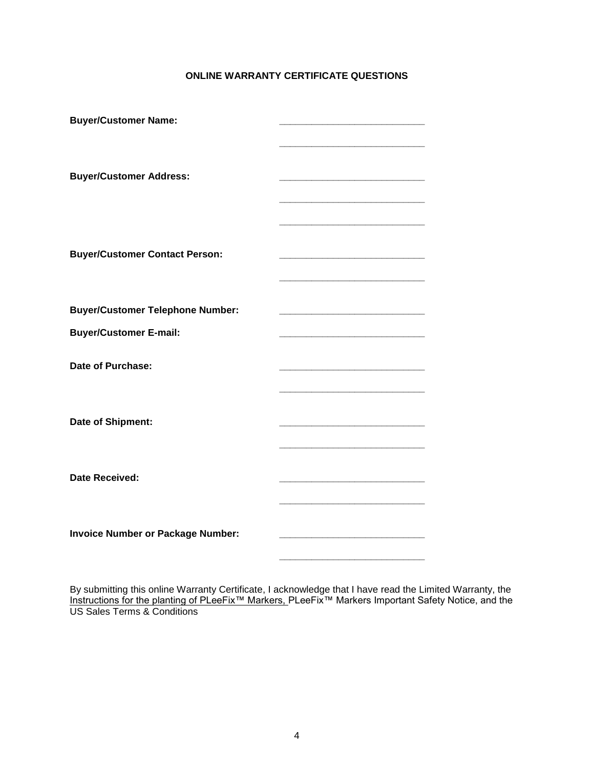**ONLINE WARRANTY CERTIFICATE QUESTIONS**

**Buyer/Customer Name:** ___________________________

___________________________

**Buyer/Customer Address:** ___________________________

___________________________

___________________________

**Buyer/Customer Contact Person:** ___________________________

___________________________

**Buyer/Customer Telephone Number:** ___________________________

**Buyer/Customer E-mail:** ___________________________

**Date of Purchase:** ___________________________

___________________________

**Date of Shipment:** ___________________________

___________________________

**Date Received:** ___________________________

___________________________

**Invoice Number or Package Number:** ___________________________

___________________________

By submitting this online Warranty Certificate, I acknowledge that I have read the Limited Warranty, the Instructions for the planting of PLeeFix™ Markers, PLeeFix™ Markers Important Safety Notice, and the US Sales Terms & Conditions